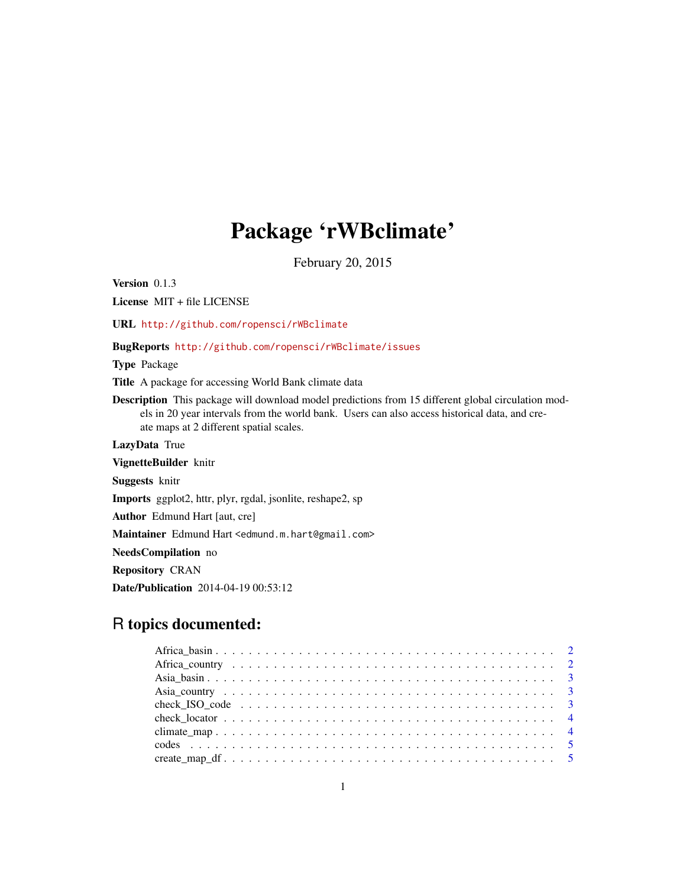# Package 'rWBclimate'

February 20, 2015

**Version** 0.1.3

**License** MIT + file LICENSE

**URL** http://github.com/ropensci/rWBclimate

**BugReports** http://github.com/ropensci/rWBclimate/issues

**Type** Package

**Title** A package for accessing World Bank climate data

**Description** This package will download model predictions from 15 different global circulation models in 20 year intervals from the world bank. Users can also access historical data, and create maps at 2 different spatial scales.

**LazyData** True

**VignetteBuilder** knitr

**Suggests** knitr

**Imports** ggplot2, httr, plyr, rgdal, jsonlite, reshape2, sp

**Author** Edmund Hart [aut, cre]

**Maintainer** Edmund Hart <edmund.m.hart@gmail.com>

**NeedsCompilation** no

**Repository** CRAN

**Date/Publication** 2014-04-19 00:53:12

## R topics documented:

- Africa_basin . . . . . . . . . . 2
- Africa_country . . . . . . . . . . 2
- Asia_basin . . . . . . . . . . 3
- Asia_country . . . . . . . . . . 3
- check_ISO_code . . . . . . . . . . 3
- check_locator . . . . . . . . . . 4
- climate_map . . . . . . . . . . 4
- codes . . . . . . . . . . 5
- create_map_df . . . . . . . . . . 5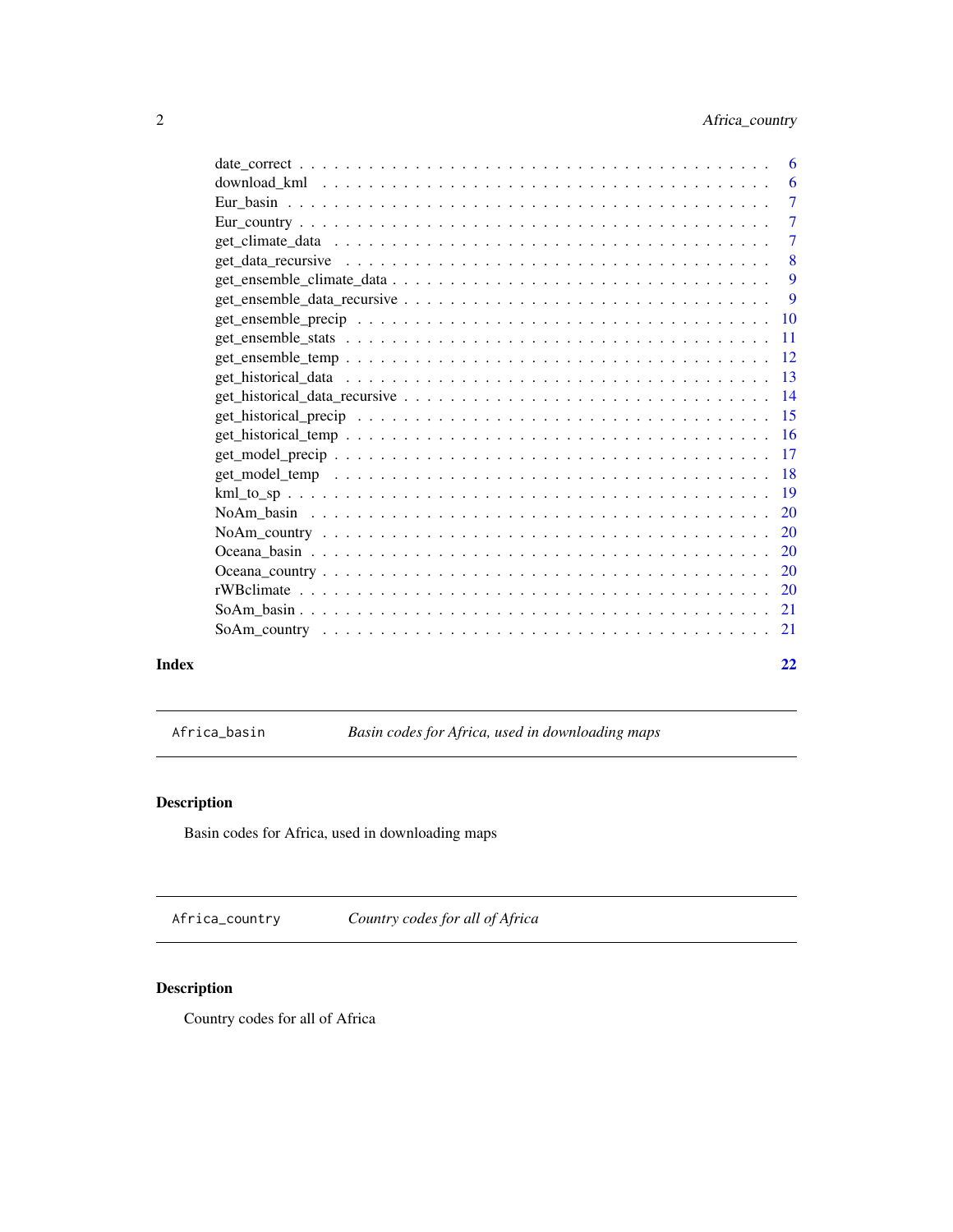date_correct . . . . . . . . . . . . . . . . . . . . . . . . . . . . . . . . . . . . 6
download_kml . . . . . . . . . . . . . . . . . . . . . . . . . . . . . . . . . . . 6
Eur_basin . . . . . . . . . . . . . . . . . . . . . . . . . . . . . . . . . . . . . 7
Eur_country . . . . . . . . . . . . . . . . . . . . . . . . . . . . . . . . . . . . 7
get_climate_data . . . . . . . . . . . . . . . . . . . . . . . . . . . . . . . . . 7
get_data_recursive . . . . . . . . . . . . . . . . . . . . . . . . . . . . . . . . 8
get_ensemble_climate_data . . . . . . . . . . . . . . . . . . . . . . . . . . . . 9
get_ensemble_data_recursive . . . . . . . . . . . . . . . . . . . . . . . . . . . 9
get_ensemble_precip . . . . . . . . . . . . . . . . . . . . . . . . . . . . . . . 10
get_ensemble_stats . . . . . . . . . . . . . . . . . . . . . . . . . . . . . . . . 11
get_ensemble_temp . . . . . . . . . . . . . . . . . . . . . . . . . . . . . . . . 12
get_historical_data . . . . . . . . . . . . . . . . . . . . . . . . . . . . . . . . 13
get_historical_data_recursive . . . . . . . . . . . . . . . . . . . . . . . . . . 14
get_historical_precip . . . . . . . . . . . . . . . . . . . . . . . . . . . . . . . 15
get_historical_temp . . . . . . . . . . . . . . . . . . . . . . . . . . . . . . . . 16
get_model_precip . . . . . . . . . . . . . . . . . . . . . . . . . . . . . . . . . 17
get_model_temp . . . . . . . . . . . . . . . . . . . . . . . . . . . . . . . . . . 18
kml_to_sp . . . . . . . . . . . . . . . . . . . . . . . . . . . . . . . . . . . . . 19
NoAm_basin . . . . . . . . . . . . . . . . . . . . . . . . . . . . . . . . . . . . 20
NoAm_country . . . . . . . . . . . . . . . . . . . . . . . . . . . . . . . . . . . 20
Oceana_basin . . . . . . . . . . . . . . . . . . . . . . . . . . . . . . . . . . . 20
Oceana_country . . . . . . . . . . . . . . . . . . . . . . . . . . . . . . . . . . 20
rWBclimate . . . . . . . . . . . . . . . . . . . . . . . . . . . . . . . . . . . . 20
SoAm_basin . . . . . . . . . . . . . . . . . . . . . . . . . . . . . . . . . . . . 21
SoAm_country . . . . . . . . . . . . . . . . . . . . . . . . . . . . . . . . . . . 21

**Index** **22**

---

`Africa_basin` *Basin codes for Africa, used in downloading maps*

---

### Description

Basin codes for Africa, used in downloading maps

---

`Africa_country` *Country codes for all of Africa*

---

### Description

Country codes for all of Africa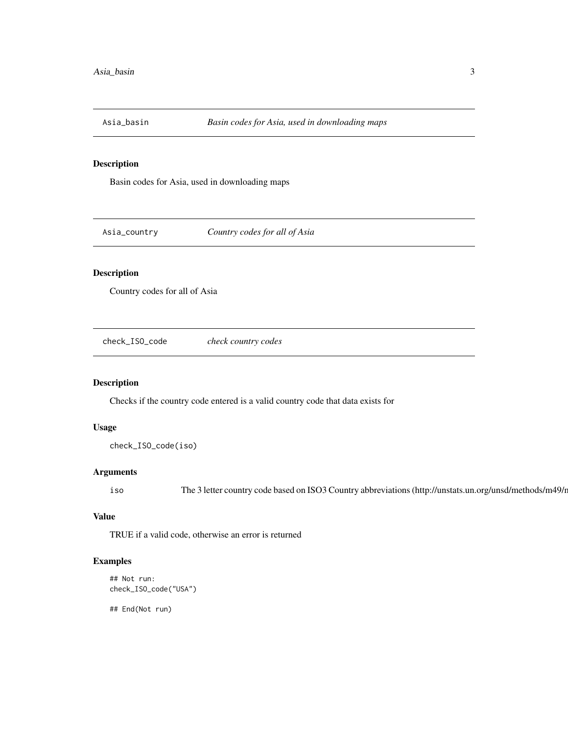## Asia_basin — *Basin codes for Asia, used in downloading maps*

### Description

Basin codes for Asia, used in downloading maps

## Asia_country — *Country codes for all of Asia*

### Description

Country codes for all of Asia

## check_ISO_code — *check country codes*

### Description

Checks if the country code entered is a valid country code that data exists for

### Usage

```
check_ISO_code(iso)
```

### Arguments

iso — The 3 letter country code based on ISO3 Country abbreviations (http://unstats.un.org/unsd/methods/m49/n

### Value

TRUE if a valid code, otherwise an error is returned

### Examples

```
## Not run:
check_ISO_code("USA")

## End(Not run)
```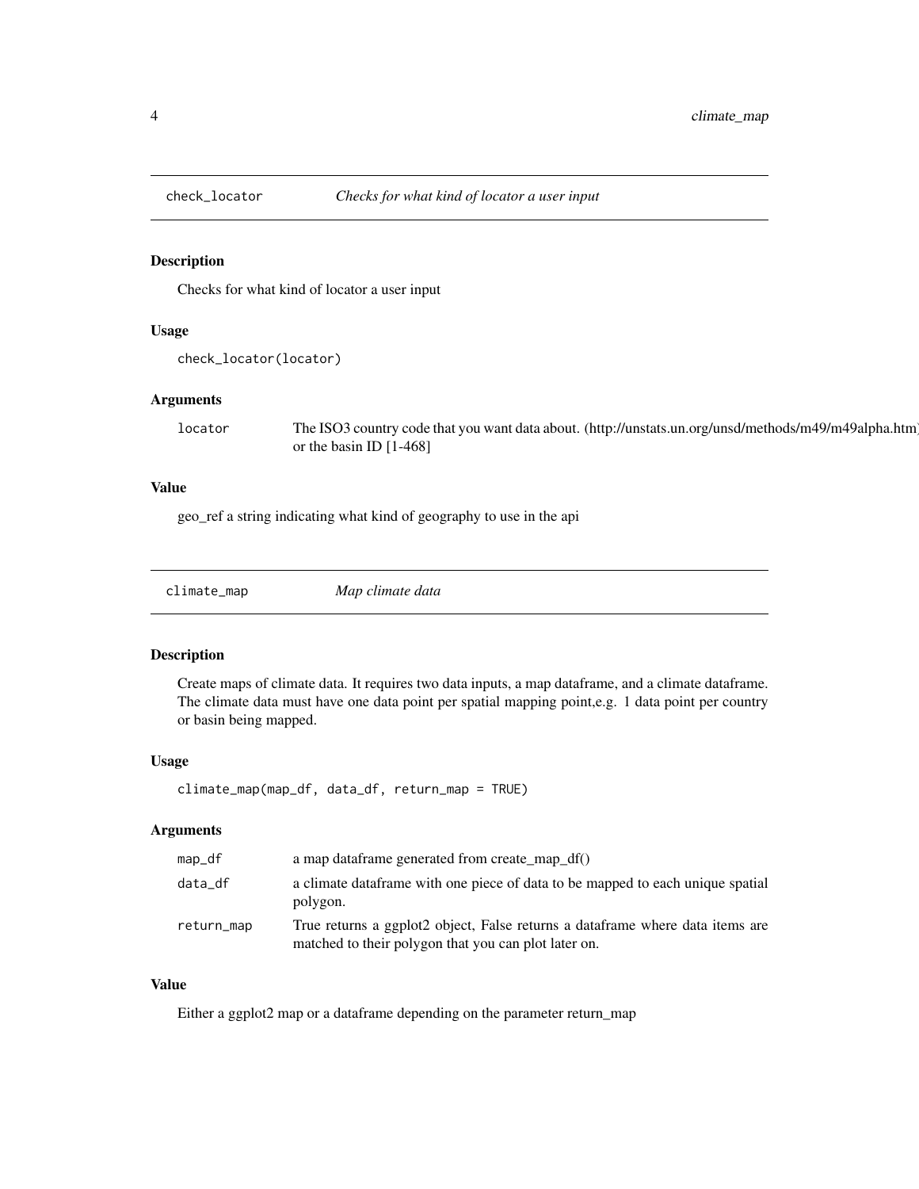## check_locator — *Checks for what kind of locator a user input*

### Description

Checks for what kind of locator a user input

### Usage

```
check_locator(locator)
```

### Arguments

| | |
|---|---|
| `locator` | The ISO3 country code that you want data about. (http://unstats.un.org/unsd/methods/m49/m49alpha.htm) or the basin ID [1-468] |

### Value

geo_ref a string indicating what kind of geography to use in the api

## climate_map — *Map climate data*

### Description

Create maps of climate data. It requires two data inputs, a map dataframe, and a climate dataframe. The climate data must have one data point per spatial mapping point,e.g. 1 data point per country or basin being mapped.

### Usage

```
climate_map(map_df, data_df, return_map = TRUE)
```

### Arguments

| | |
|---|---|
| `map_df` | a map dataframe generated from create_map_df() |
| `data_df` | a climate dataframe with one piece of data to be mapped to each unique spatial polygon. |
| `return_map` | True returns a ggplot2 object, False returns a dataframe where data items are matched to their polygon that you can plot later on. |

### Value

Either a ggplot2 map or a dataframe depending on the parameter return_map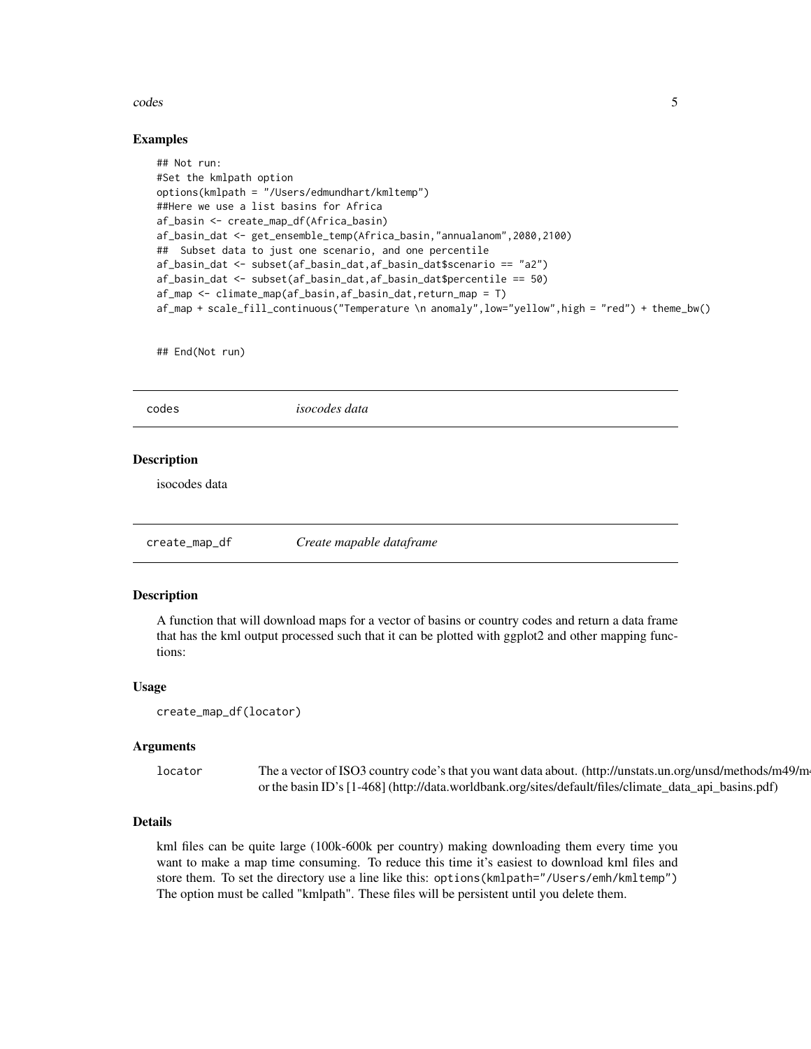### Examples

```
## Not run:
#Set the kmlpath option
options(kmlpath = "/Users/edmundhart/kmltemp")
##Here we use a list basins for Africa
af_basin <- create_map_df(Africa_basin)
af_basin_dat <- get_ensemble_temp(Africa_basin,"annualanom",2080,2100)
##  Subset data to just one scenario, and one percentile
af_basin_dat <- subset(af_basin_dat,af_basin_dat$scenario == "a2")
af_basin_dat <- subset(af_basin_dat,af_basin_dat$percentile == 50)
af_map <- climate_map(af_basin,af_basin_dat,return_map = T)
af_map + scale_fill_continuous("Temperature \n anomaly",low="yellow",high = "red") + theme_bw()


## End(Not run)
```

---

## codes — *isocodes data*

### Description

isocodes data

---

## create_map_df — *Create mapable dataframe*

### Description

A function that will download maps for a vector of basins or country codes and return a data frame that has the kml output processed such that it can be plotted with ggplot2 and other mapping functions:

### Usage

```
create_map_df(locator)
```

### Arguments

| | |
|---|---|
| `locator` | The a vector of ISO3 country code's that you want data about. (http://unstats.un.org/unsd/methods/m49/m4 or the basin ID's [1-468] (http://data.worldbank.org/sites/default/files/climate_data_api_basins.pdf) |

### Details

kml files can be quite large (100k-600k per country) making downloading them every time you want to make a map time consuming. To reduce this time it's easiest to download kml files and store them. To set the directory use a line like this: `options(kmlpath="/Users/emh/kmltemp")` The option must be called "kmlpath". These files will be persistent until you delete them.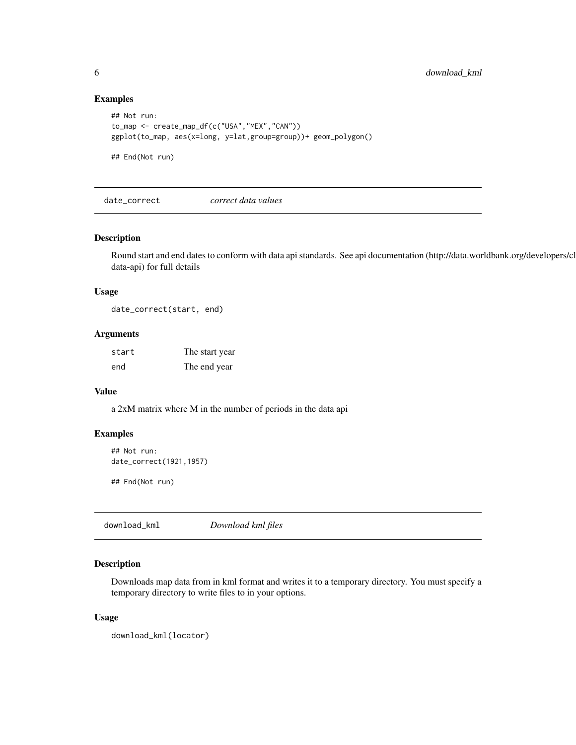### Examples

```
## Not run:
to_map <- create_map_df(c("USA","MEX","CAN"))
ggplot(to_map, aes(x=long, y=lat,group=group))+ geom_polygon()

## End(Not run)
```

## date_correct *correct data values*

### Description

Round start and end dates to conform with data api standards. See api documentation (http://data.worldbank.org/developers/cl data-api) for full details

### Usage

```
date_correct(start, end)
```

### Arguments

| | |
|---|---|
| start | The start year |
| end | The end year |

### Value

a 2xM matrix where M in the number of periods in the data api

### Examples

```
## Not run:
date_correct(1921,1957)

## End(Not run)
```

## download_kml *Download kml files*

### Description

Downloads map data from in kml format and writes it to a temporary directory. You must specify a temporary directory to write files to in your options.

### Usage

```
download_kml(locator)
```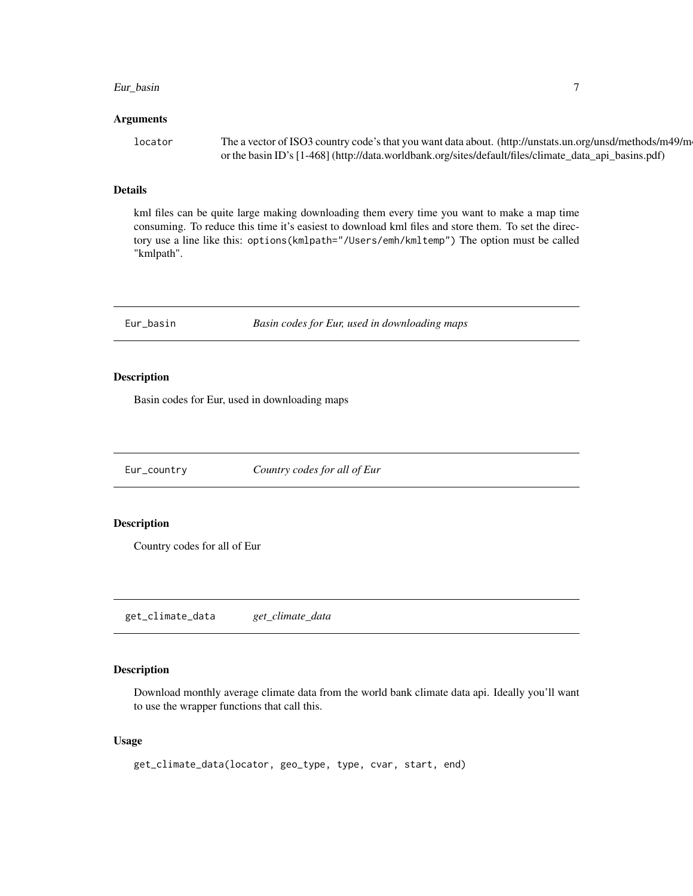## Arguments

`locator` The a vector of ISO3 country code's that you want data about. (http://unstats.un.org/unsd/methods/m49/m4 or the basin ID's [1-468] (http://data.worldbank.org/sites/default/files/climate_data_api_basins.pdf)

## Details

kml files can be quite large making downloading them every time you want to make a map time consuming. To reduce this time it's easiest to download kml files and store them. To set the directory use a line like this: `options(kmlpath="/Users/emh/kmltemp")` The option must be called "kmlpath".

---

`Eur_basin` *Basin codes for Eur, used in downloading maps*

---

## Description

Basin codes for Eur, used in downloading maps

---

`Eur_country` *Country codes for all of Eur*

---

## Description

Country codes for all of Eur

---

`get_climate_data` *get_climate_data*

---

## Description

Download monthly average climate data from the world bank climate data api. Ideally you'll want to use the wrapper functions that call this.

## Usage

```
get_climate_data(locator, geo_type, type, cvar, start, end)
```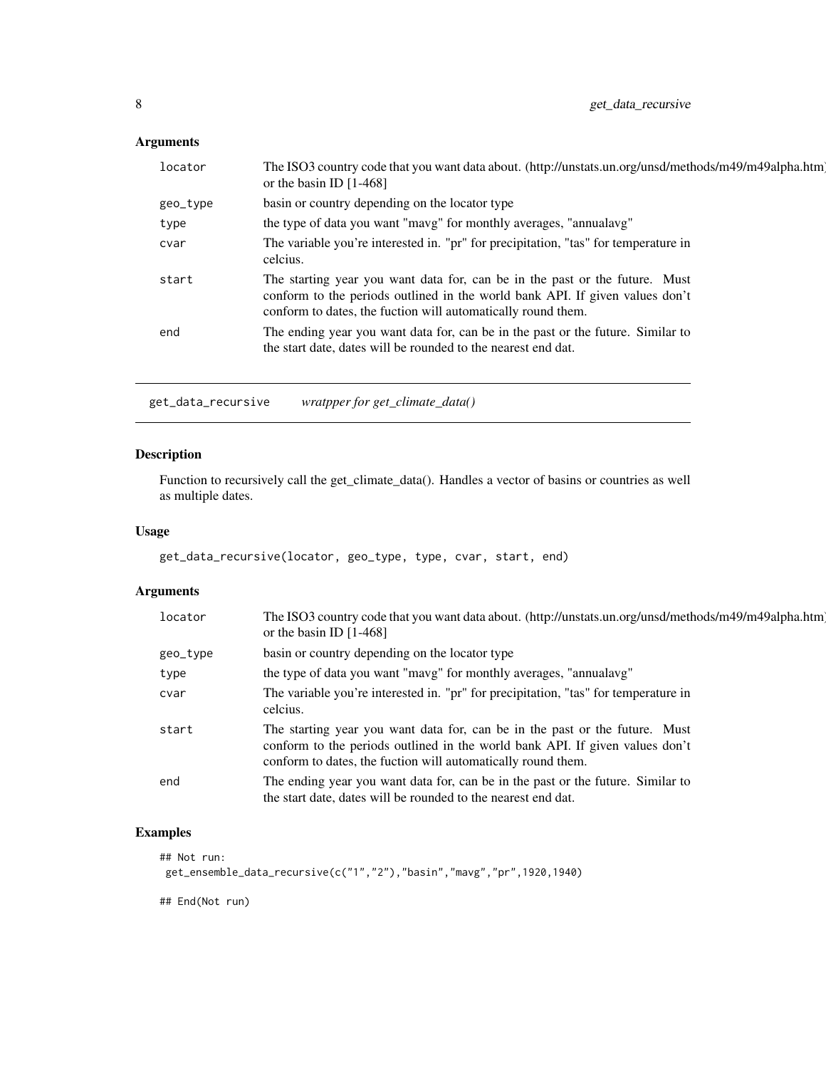## Arguments

| | |
|---|---|
| `locator` | The ISO3 country code that you want data about. (http://unstats.un.org/unsd/methods/m49/m49alpha.htm) or the basin ID [1-468] |
| `geo_type` | basin or country depending on the locator type |
| `type` | the type of data you want "mavg" for monthly averages, "annualavg" |
| `cvar` | The variable you're interested in. "pr" for precipitation, "tas" for temperature in celcius. |
| `start` | The starting year you want data for, can be in the past or the future. Must conform to the periods outlined in the world bank API. If given values don't conform to dates, the fuction will automatically round them. |
| `end` | The ending year you want data for, can be in the past or the future. Similar to the start date, dates will be rounded to the nearest end dat. |

---

# get_data_recursive *wratpper for get_climate_data()*

---

## Description

Function to recursively call the get_climate_data(). Handles a vector of basins or countries as well as multiple dates.

## Usage

```
get_data_recursive(locator, geo_type, type, cvar, start, end)
```

## Arguments

| | |
|---|---|
| `locator` | The ISO3 country code that you want data about. (http://unstats.un.org/unsd/methods/m49/m49alpha.htm) or the basin ID [1-468] |
| `geo_type` | basin or country depending on the locator type |
| `type` | the type of data you want "mavg" for monthly averages, "annualavg" |
| `cvar` | The variable you're interested in. "pr" for precipitation, "tas" for temperature in celcius. |
| `start` | The starting year you want data for, can be in the past or the future. Must conform to the periods outlined in the world bank API. If given values don't conform to dates, the fuction will automatically round them. |
| `end` | The ending year you want data for, can be in the past or the future. Similar to the start date, dates will be rounded to the nearest end dat. |

## Examples

```
## Not run:
 get_ensemble_data_recursive(c("1","2"),"basin","mavg","pr",1920,1940)

## End(Not run)
```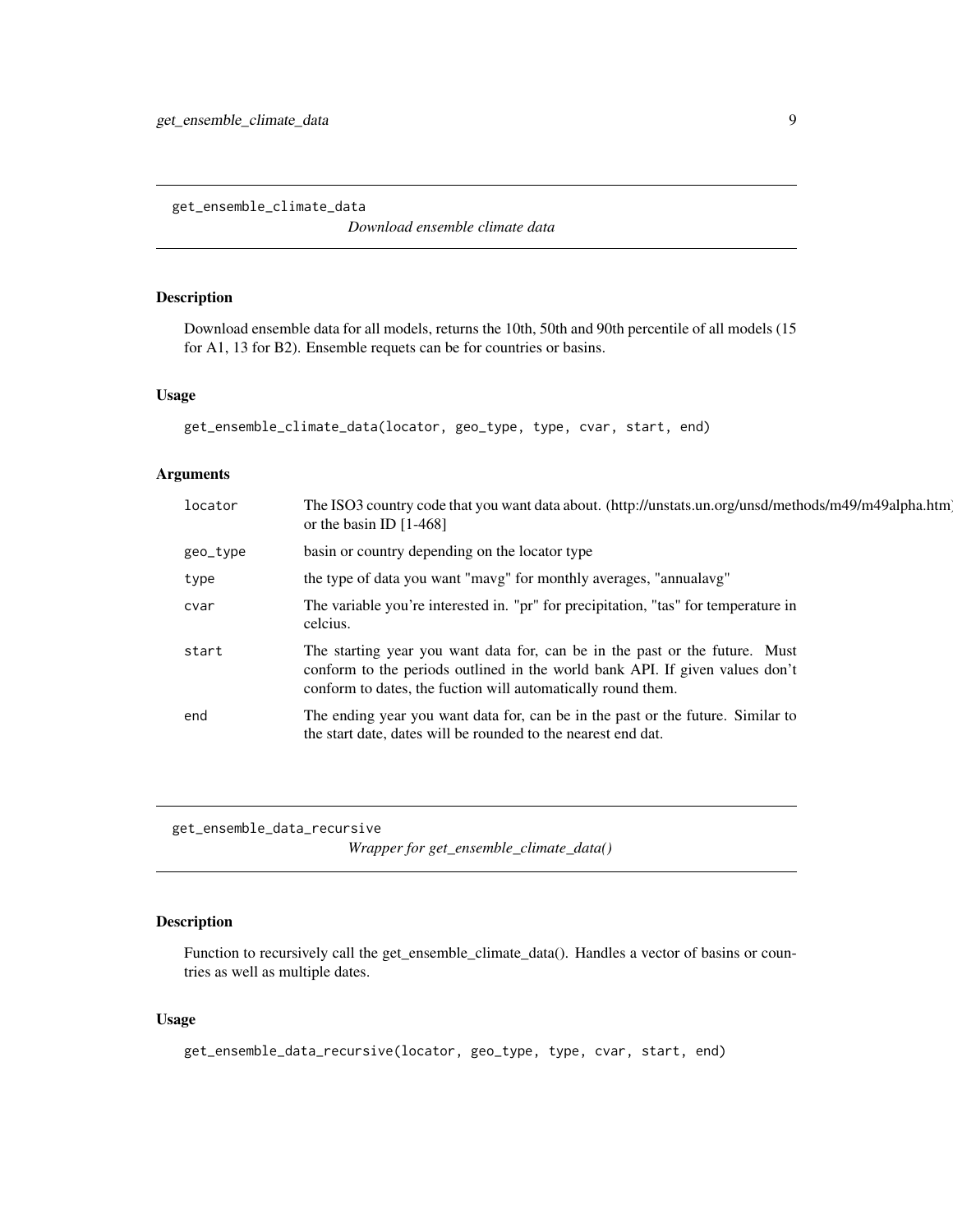## get_ensemble_climate_data

*Download ensemble climate data*

### Description

Download ensemble data for all models, returns the 10th, 50th and 90th percentile of all models (15 for A1, 13 for B2). Ensemble requets can be for countries or basins.

### Usage

```
get_ensemble_climate_data(locator, geo_type, type, cvar, start, end)
```

### Arguments

| | |
|---|---|
| locator | The ISO3 country code that you want data about. (http://unstats.un.org/unsd/methods/m49/m49alpha.htm) or the basin ID [1-468] |
| geo_type | basin or country depending on the locator type |
| type | the type of data you want "mavg" for monthly averages, "annualavg" |
| cvar | The variable you're interested in. "pr" for precipitation, "tas" for temperature in celcius. |
| start | The starting year you want data for, can be in the past or the future. Must conform to the periods outlined in the world bank API. If given values don't conform to dates, the fuction will automatically round them. |
| end | The ending year you want data for, can be in the past or the future. Similar to the start date, dates will be rounded to the nearest end dat. |

## get_ensemble_data_recursive

*Wrapper for get_ensemble_climate_data()*

### Description

Function to recursively call the get_ensemble_climate_data(). Handles a vector of basins or countries as well as multiple dates.

### Usage

```
get_ensemble_data_recursive(locator, geo_type, type, cvar, start, end)
```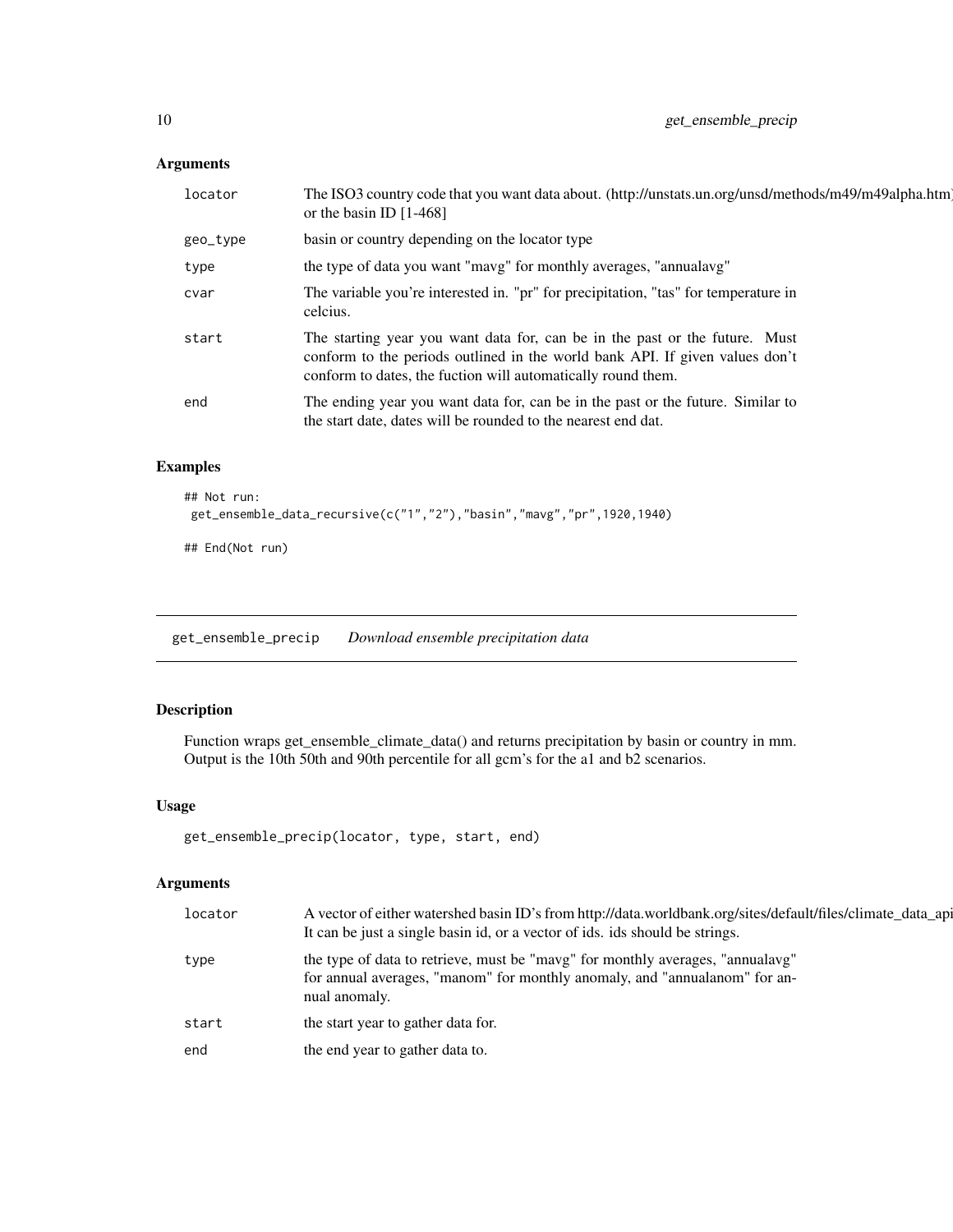### Arguments

| | |
|---|---|
| locator | The ISO3 country code that you want data about. (http://unstats.un.org/unsd/methods/m49/m49alpha.htm) or the basin ID [1-468] |
| geo_type | basin or country depending on the locator type |
| type | the type of data you want "mavg" for monthly averages, "annualavg" |
| cvar | The variable you're interested in. "pr" for precipitation, "tas" for temperature in celcius. |
| start | The starting year you want data for, can be in the past or the future. Must conform to the periods outlined in the world bank API. If given values don't conform to dates, the fuction will automatically round them. |
| end | The ending year you want data for, can be in the past or the future. Similar to the start date, dates will be rounded to the nearest end dat. |

### Examples

```
## Not run:
 get_ensemble_data_recursive(c("1","2"),"basin","mavg","pr",1920,1940)

## End(Not run)
```

---

## get_ensemble_precip *Download ensemble precipitation data*

### Description

Function wraps get_ensemble_climate_data() and returns precipitation by basin or country in mm. Output is the 10th 50th and 90th percentile for all gcm's for the a1 and b2 scenarios.

### Usage

```
get_ensemble_precip(locator, type, start, end)
```

### Arguments

| | |
|---|---|
| locator | A vector of either watershed basin ID's from http://data.worldbank.org/sites/default/files/climate_data_api It can be just a single basin id, or a vector of ids. ids should be strings. |
| type | the type of data to retrieve, must be "mavg" for monthly averages, "annualavg" for annual averages, "manom" for monthly anomaly, and "annualanom" for annual anomaly. |
| start | the start year to gather data for. |
| end | the end year to gather data to. |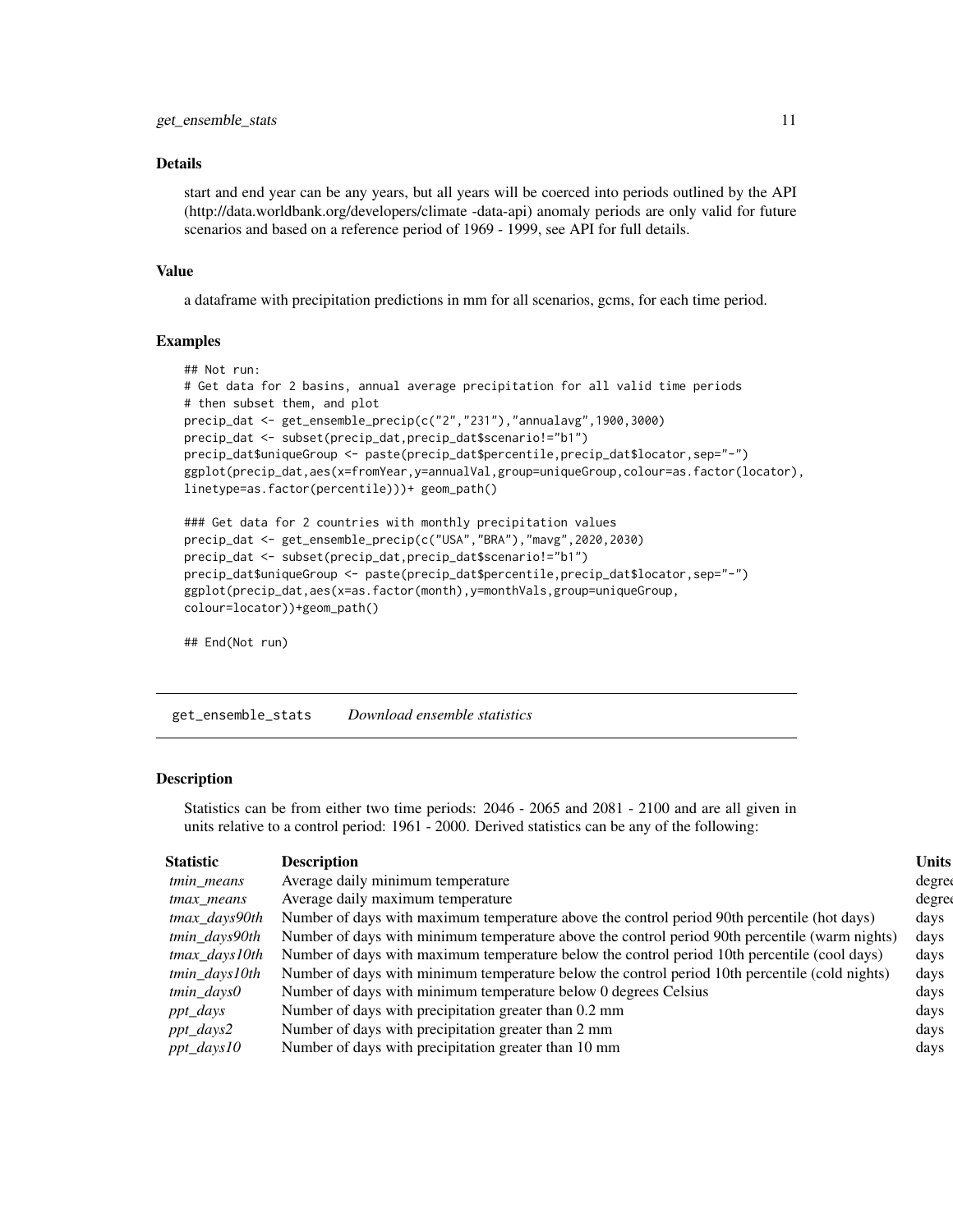### Details

start and end year can be any years, but all years will be coerced into periods outlined by the API (http://data.worldbank.org/developers/climate -data-api) anomaly periods are only valid for future scenarios and based on a reference period of 1969 - 1999, see API for full details.

### Value

a dataframe with precipitation predictions in mm for all scenarios, gcms, for each time period.

### Examples

```
## Not run:
# Get data for 2 basins, annual average precipitation for all valid time periods
# then subset them, and plot
precip_dat <- get_ensemble_precip(c("2","231"),"annualavg",1900,3000)
precip_dat <- subset(precip_dat,precip_dat$scenario!="b1")
precip_dat$uniqueGroup <- paste(precip_dat$percentile,precip_dat$locator,sep="-")
ggplot(precip_dat,aes(x=fromYear,y=annualVal,group=uniqueGroup,colour=as.factor(locator),
linetype=as.factor(percentile)))+ geom_path()

### Get data for 2 countries with monthly precipitation values
precip_dat <- get_ensemble_precip(c("USA","BRA"),"mavg",2020,2030)
precip_dat <- subset(precip_dat,precip_dat$scenario!="b1")
precip_dat$uniqueGroup <- paste(precip_dat$percentile,precip_dat$locator,sep="-")
ggplot(precip_dat,aes(x=as.factor(month),y=monthVals,group=uniqueGroup,
colour=locator))+geom_path()

## End(Not run)
```

---

## get_ensemble_stats *Download ensemble statistics*

### Description

Statistics can be from either two time periods: 2046 - 2065 and 2081 - 2100 and are all given in units relative to a control period: 1961 - 2000. Derived statistics can be any of the following:

| Statistic | Description | Units |
|---|---|---|
| *tmin_means* | Average daily minimum temperature | degre |
| *tmax_means* | Average daily maximum temperature | degre |
| *tmax_days90th* | Number of days with maximum temperature above the control period 90th percentile (hot days) | days |
| *tmin_days90th* | Number of days with minimum temperature above the control period 90th percentile (warm nights) | days |
| *tmax_days10th* | Number of days with maximum temperature below the control period 10th percentile (cool days) | days |
| *tmin_days10th* | Number of days with minimum temperature below the control period 10th percentile (cold nights) | days |
| *tmin_days0* | Number of days with minimum temperature below 0 degrees Celsius | days |
| *ppt_days* | Number of days with precipitation greater than 0.2 mm | days |
| *ppt_days2* | Number of days with precipitation greater than 2 mm | days |
| *ppt_days10* | Number of days with precipitation greater than 10 mm | days |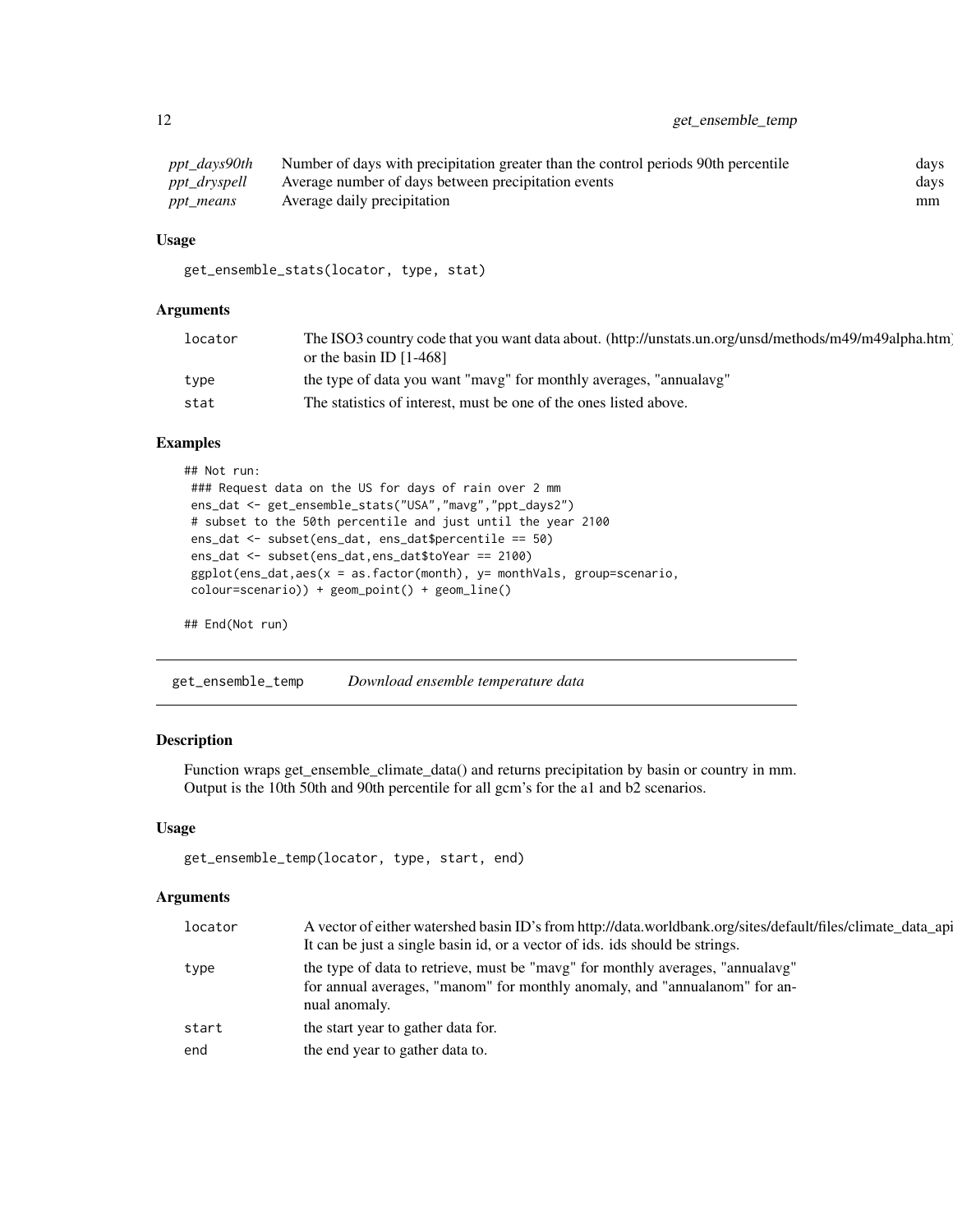| | | |
|---|---|---|
| *ppt_days90th* | Number of days with precipitation greater than the control periods 90th percentile | days |
| *ppt_dryspell* | Average number of days between precipitation events | days |
| *ppt_means* | Average daily precipitation | mm |

### Usage

```
get_ensemble_stats(locator, type, stat)
```

### Arguments

| | |
|---|---|
| locator | The ISO3 country code that you want data about. (http://unstats.un.org/unsd/methods/m49/m49alpha.htm) or the basin ID [1-468] |
| type | the type of data you want "mavg" for monthly averages, "annualavg" |
| stat | The statistics of interest, must be one of the ones listed above. |

### Examples

```
## Not run:
 ### Request data on the US for days of rain over 2 mm
 ens_dat <- get_ensemble_stats("USA","mavg","ppt_days2")
 # subset to the 50th percentile and just until the year 2100
 ens_dat <- subset(ens_dat, ens_dat$percentile == 50)
 ens_dat <- subset(ens_dat,ens_dat$toYear == 2100)
 ggplot(ens_dat,aes(x = as.factor(month), y= monthVals, group=scenario,
 colour=scenario)) + geom_point() + geom_line()

## End(Not run)
```

## get_ensemble_temp *Download ensemble temperature data*

### Description

Function wraps get_ensemble_climate_data() and returns precipitation by basin or country in mm. Output is the 10th 50th and 90th percentile for all gcm's for the a1 and b2 scenarios.

### Usage

```
get_ensemble_temp(locator, type, start, end)
```

### Arguments

| | |
|---|---|
| locator | A vector of either watershed basin ID's from http://data.worldbank.org/sites/default/files/climate_data_api It can be just a single basin id, or a vector of ids. ids should be strings. |
| type | the type of data to retrieve, must be "mavg" for monthly averages, "annualavg" for annual averages, "manom" for monthly anomaly, and "annualanom" for annual anomaly. |
| start | the start year to gather data for. |
| end | the end year to gather data to. |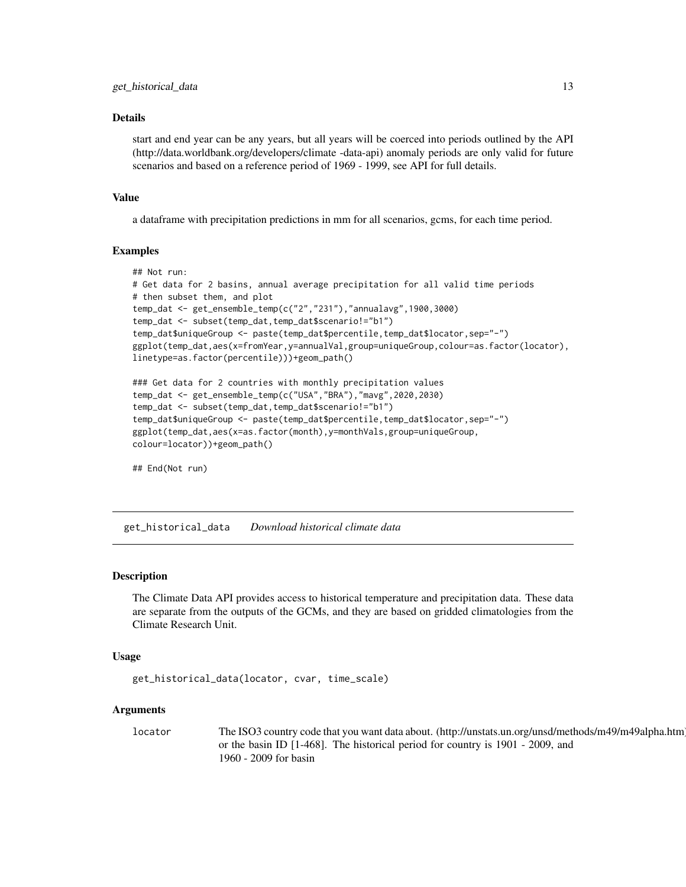### Details

start and end year can be any years, but all years will be coerced into periods outlined by the API (http://data.worldbank.org/developers/climate -data-api) anomaly periods are only valid for future scenarios and based on a reference period of 1969 - 1999, see API for full details.

### Value

a dataframe with precipitation predictions in mm for all scenarios, gcms, for each time period.

### Examples

```
## Not run:
# Get data for 2 basins, annual average precipitation for all valid time periods
# then subset them, and plot
temp_dat <- get_ensemble_temp(c("2","231"),"annualavg",1900,3000)
temp_dat <- subset(temp_dat,temp_dat$scenario!="b1")
temp_dat$uniqueGroup <- paste(temp_dat$percentile,temp_dat$locator,sep="-")
ggplot(temp_dat,aes(x=fromYear,y=annualVal,group=uniqueGroup,colour=as.factor(locator),
linetype=as.factor(percentile)))+geom_path()

### Get data for 2 countries with monthly precipitation values
temp_dat <- get_ensemble_temp(c("USA","BRA"),"mavg",2020,2030)
temp_dat <- subset(temp_dat,temp_dat$scenario!="b1")
temp_dat$uniqueGroup <- paste(temp_dat$percentile,temp_dat$locator,sep="-")
ggplot(temp_dat,aes(x=as.factor(month),y=monthVals,group=uniqueGroup,
colour=locator))+geom_path()

## End(Not run)
```

---

## get_historical_data *Download historical climate data*

### Description

The Climate Data API provides access to historical temperature and precipitation data. These data are separate from the outputs of the GCMs, and they are based on gridded climatologies from the Climate Research Unit.

### Usage

```
get_historical_data(locator, cvar, time_scale)
```

### Arguments

| | |
|---|---|
| locator | The ISO3 country code that you want data about. (http://unstats.un.org/unsd/methods/m49/m49alpha.htm) or the basin ID [1-468]. The historical period for country is 1901 - 2009, and 1960 - 2009 for basin |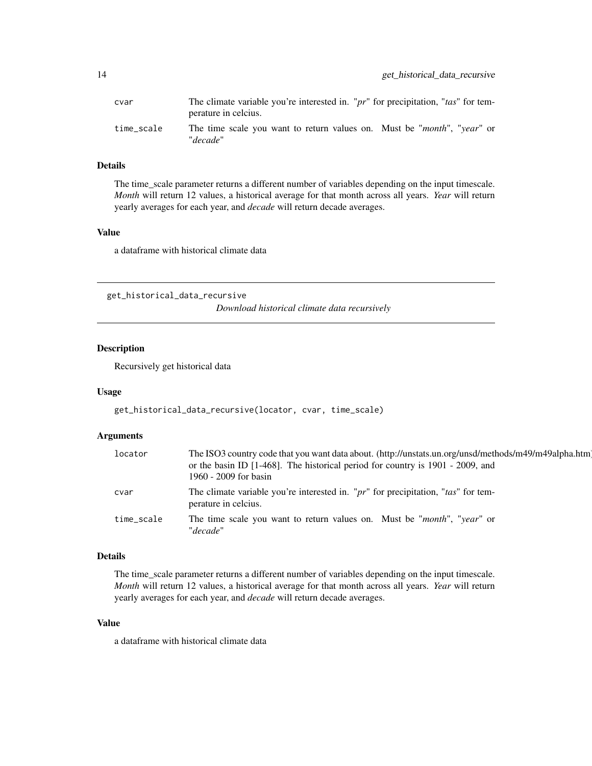| | |
|---|---|
| cvar | The climate variable you're interested in. "*pr*" for precipitation, "*tas*" for temperature in celcius. |
| time_scale | The time scale you want to return values on. Must be "*month*", "*year*" or "*decade*" |

### Details

The time_scale parameter returns a different number of variables depending on the input timescale. *Month* will return 12 values, a historical average for that month across all years. *Year* will return yearly averages for each year, and *decade* will return decade averages.

### Value

a dataframe with historical climate data

## get_historical_data_recursive

*Download historical climate data recursively*

### Description

Recursively get historical data

### Usage

```
get_historical_data_recursive(locator, cvar, time_scale)
```

### Arguments

| | |
|---|---|
| locator | The ISO3 country code that you want data about. (http://unstats.un.org/unsd/methods/m49/m49alpha.htm) or the basin ID [1-468]. The historical period for country is 1901 - 2009, and 1960 - 2009 for basin |
| cvar | The climate variable you're interested in. "*pr*" for precipitation, "*tas*" for temperature in celcius. |
| time_scale | The time scale you want to return values on. Must be "*month*", "*year*" or "*decade*" |

### Details

The time_scale parameter returns a different number of variables depending on the input timescale. *Month* will return 12 values, a historical average for that month across all years. *Year* will return yearly averages for each year, and *decade* will return decade averages.

### Value

a dataframe with historical climate data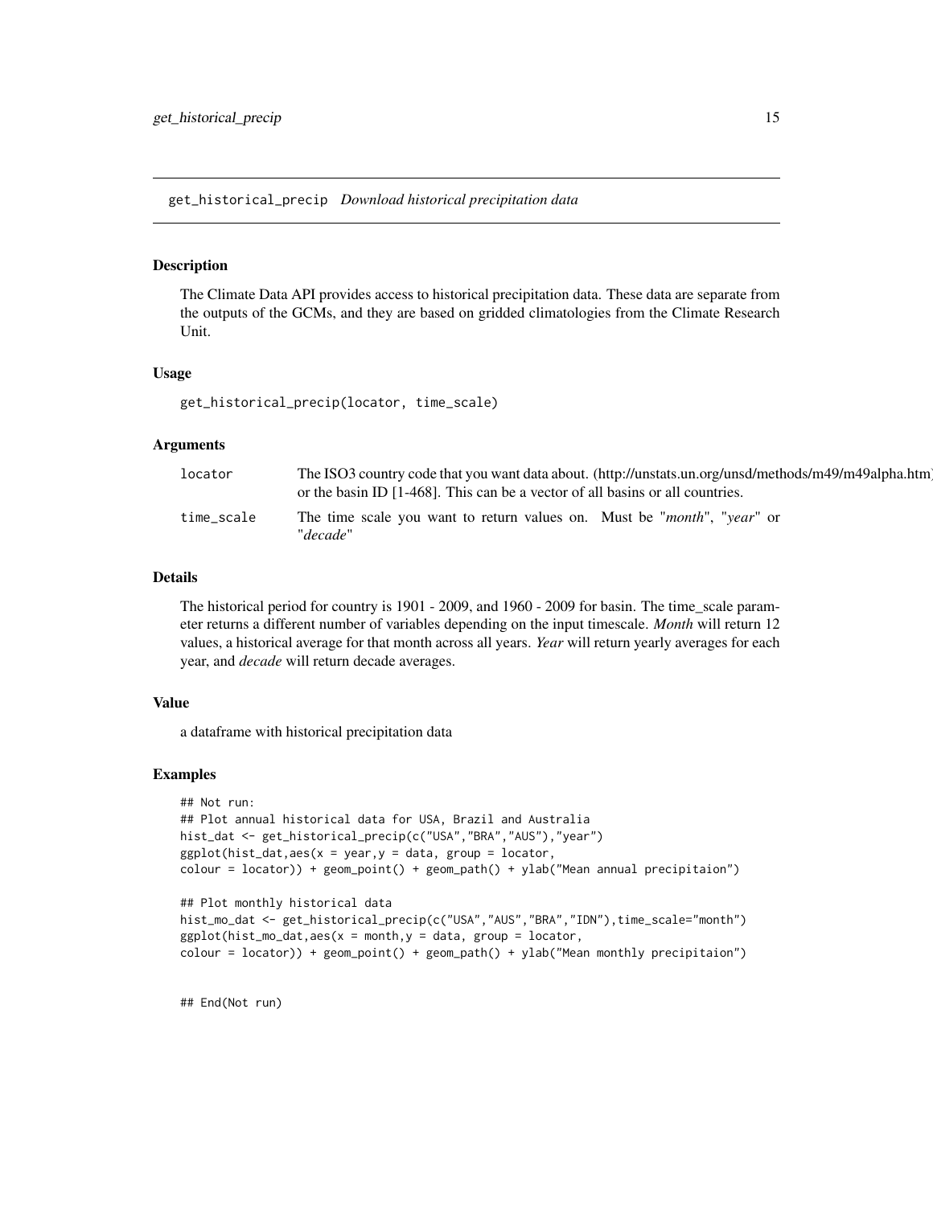## get_historical_precip *Download historical precipitation data*

### Description

The Climate Data API provides access to historical precipitation data. These data are separate from the outputs of the GCMs, and they are based on gridded climatologies from the Climate Research Unit.

### Usage

```
get_historical_precip(locator, time_scale)
```

### Arguments

| | |
|---|---|
| locator | The ISO3 country code that you want data about. (http://unstats.un.org/unsd/methods/m49/m49alpha.htm) or the basin ID [1-468]. This can be a vector of all basins or all countries. |
| time_scale | The time scale you want to return values on. Must be "*month*", "*year*" or "*decade*" |

### Details

The historical period for country is 1901 - 2009, and 1960 - 2009 for basin. The time_scale parameter returns a different number of variables depending on the input timescale. *Month* will return 12 values, a historical average for that month across all years. *Year* will return yearly averages for each year, and *decade* will return decade averages.

### Value

a dataframe with historical precipitation data

### Examples

```
## Not run:
## Plot annual historical data for USA, Brazil and Australia
hist_dat <- get_historical_precip(c("USA","BRA","AUS"),"year")
ggplot(hist_dat,aes(x = year,y = data, group = locator,
colour = locator)) + geom_point() + geom_path() + ylab("Mean annual precipitaion")

## Plot monthly historical data
hist_mo_dat <- get_historical_precip(c("USA","AUS","BRA","IDN"),time_scale="month")
ggplot(hist_mo_dat,aes(x = month,y = data, group = locator,
colour = locator)) + geom_point() + geom_path() + ylab("Mean monthly precipitaion")


## End(Not run)
```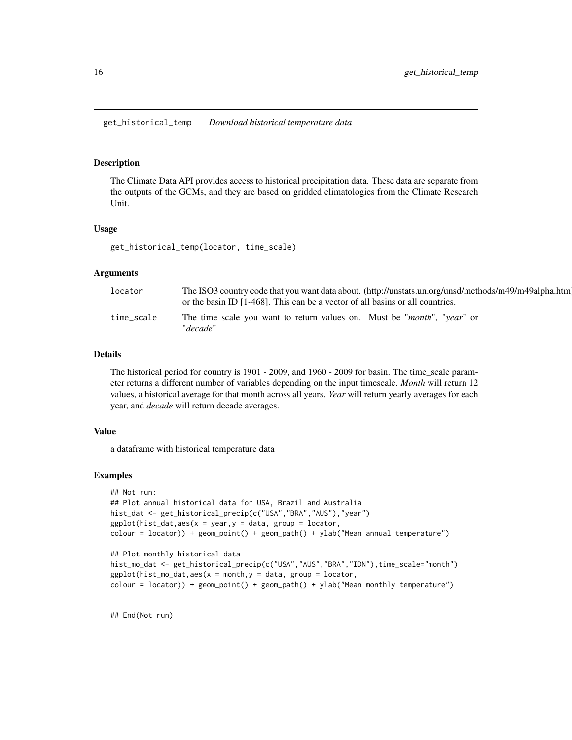## get_historical_temp *Download historical temperature data*

### Description

The Climate Data API provides access to historical precipitation data. These data are separate from the outputs of the GCMs, and they are based on gridded climatologies from the Climate Research Unit.

### Usage

```
get_historical_temp(locator, time_scale)
```

### Arguments

| | |
|---|---|
| locator | The ISO3 country code that you want data about. (http://unstats.un.org/unsd/methods/m49/m49alpha.htm) or the basin ID [1-468]. This can be a vector of all basins or all countries. |
| time_scale | The time scale you want to return values on. Must be "*month*", "*year*" or "*decade*" |

### Details

The historical period for country is 1901 - 2009, and 1960 - 2009 for basin. The time_scale parameter returns a different number of variables depending on the input timescale. *Month* will return 12 values, a historical average for that month across all years. *Year* will return yearly averages for each year, and *decade* will return decade averages.

### Value

a dataframe with historical temperature data

### Examples

```
## Not run:
## Plot annual historical data for USA, Brazil and Australia
hist_dat <- get_historical_precip(c("USA","BRA","AUS"),"year")
ggplot(hist_dat,aes(x = year,y = data, group = locator,
colour = locator)) + geom_point() + geom_path() + ylab("Mean annual temperature")

## Plot monthly historical data
hist_mo_dat <- get_historical_precip(c("USA","AUS","BRA","IDN"),time_scale="month")
ggplot(hist_mo_dat,aes(x = month,y = data, group = locator,
colour = locator)) + geom_point() + geom_path() + ylab("Mean monthly temperature")


## End(Not run)
```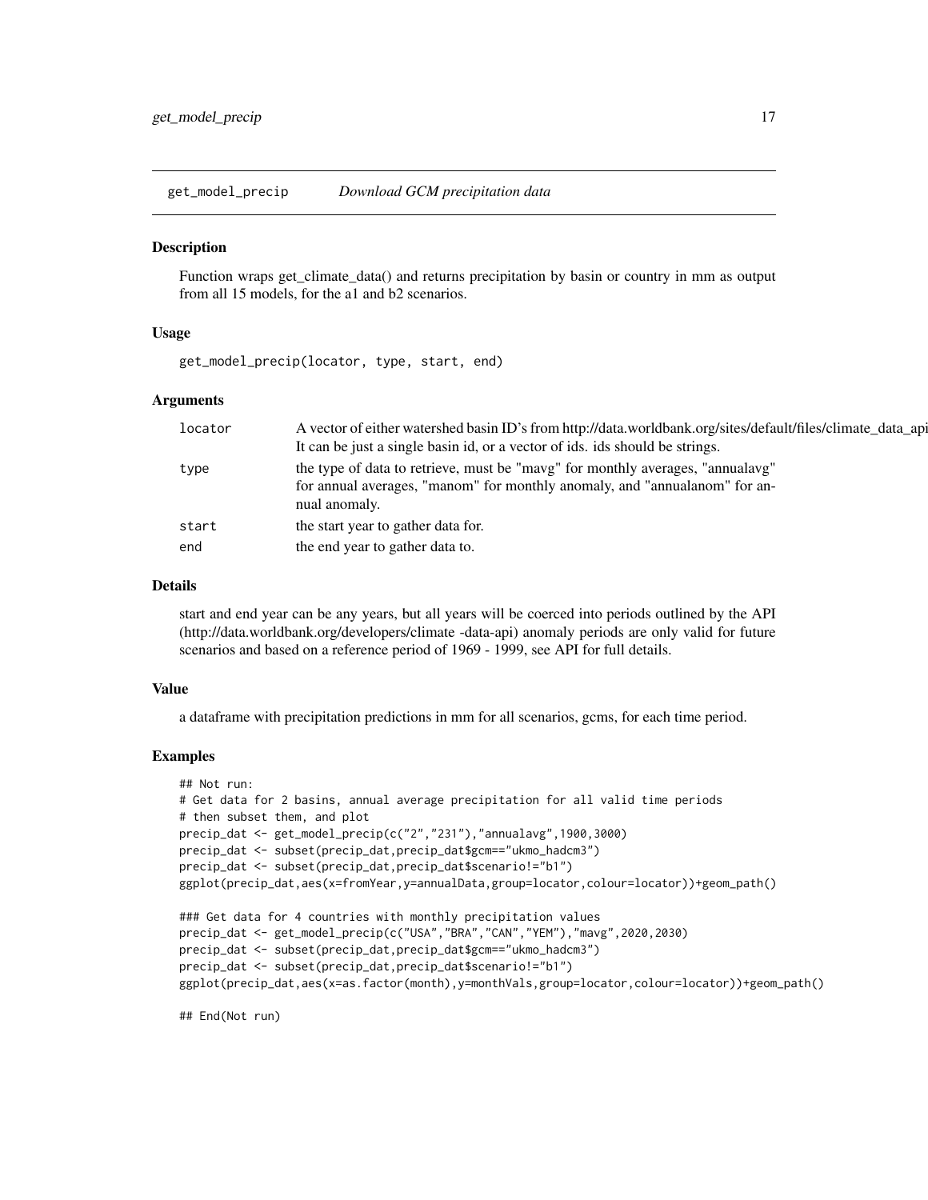## get_model_precip — *Download GCM precipitation data*

### Description

Function wraps get_climate_data() and returns precipitation by basin or country in mm as output from all 15 models, for the a1 and b2 scenarios.

### Usage

```
get_model_precip(locator, type, start, end)
```

### Arguments

| | |
|---|---|
| locator | A vector of either watershed basin ID's from http://data.worldbank.org/sites/default/files/climate_data_api It can be just a single basin id, or a vector of ids. ids should be strings. |
| type | the type of data to retrieve, must be "mavg" for monthly averages, "annualavg" for annual averages, "manom" for monthly anomaly, and "annualanom" for annual anomaly. |
| start | the start year to gather data for. |
| end | the end year to gather data to. |

### Details

start and end year can be any years, but all years will be coerced into periods outlined by the API (http://data.worldbank.org/developers/climate -data-api) anomaly periods are only valid for future scenarios and based on a reference period of 1969 - 1999, see API for full details.

### Value

a dataframe with precipitation predictions in mm for all scenarios, gcms, for each time period.

### Examples

```
## Not run:
# Get data for 2 basins, annual average precipitation for all valid time periods
# then subset them, and plot
precip_dat <- get_model_precip(c("2","231"),"annualavg",1900,3000)
precip_dat <- subset(precip_dat,precip_dat$gcm=="ukmo_hadcm3")
precip_dat <- subset(precip_dat,precip_dat$scenario!="b1")
ggplot(precip_dat,aes(x=fromYear,y=annualData,group=locator,colour=locator))+geom_path()

### Get data for 4 countries with monthly precipitation values
precip_dat <- get_model_precip(c("USA","BRA","CAN","YEM"),"mavg",2020,2030)
precip_dat <- subset(precip_dat,precip_dat$gcm=="ukmo_hadcm3")
precip_dat <- subset(precip_dat,precip_dat$scenario!="b1")
ggplot(precip_dat,aes(x=as.factor(month),y=monthVals,group=locator,colour=locator))+geom_path()

## End(Not run)
```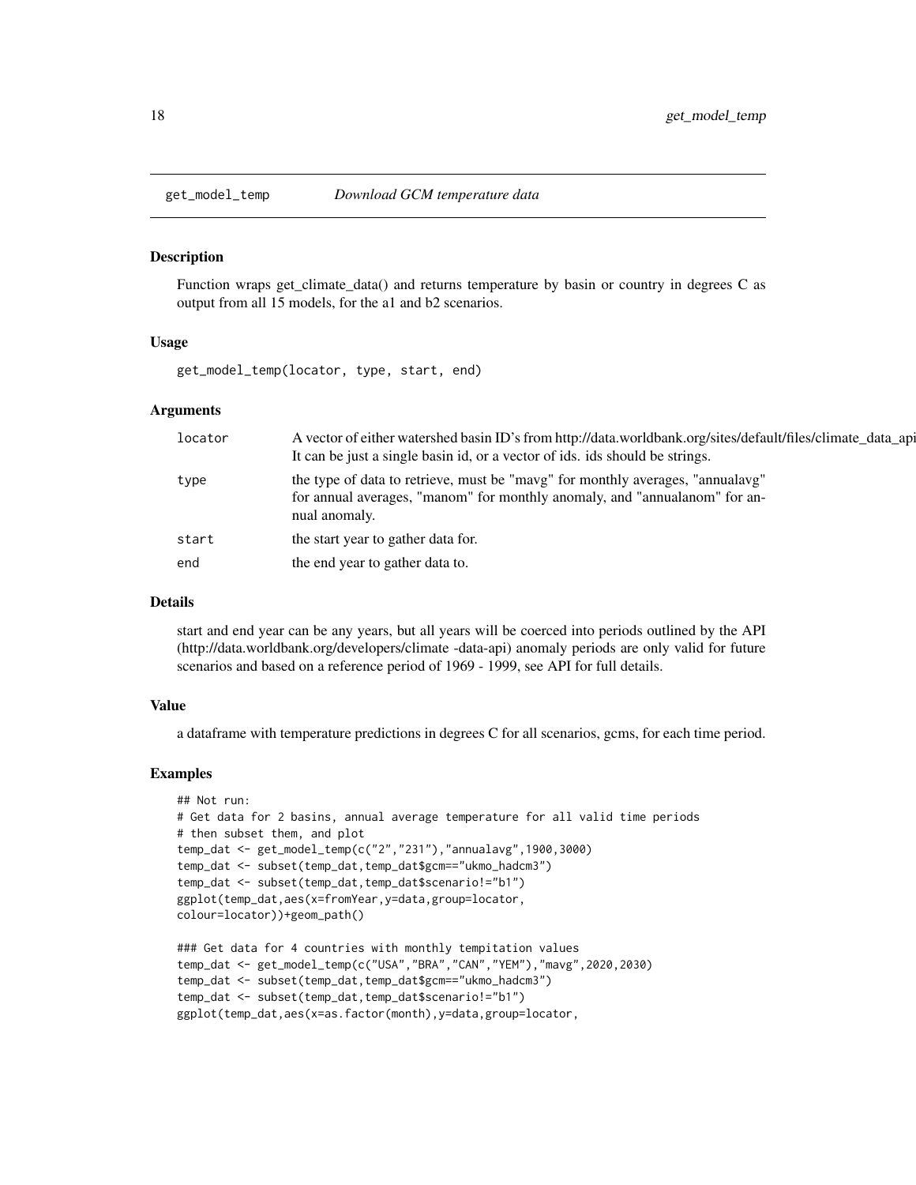# get_model_temp — *Download GCM temperature data*

## Description

Function wraps get_climate_data() and returns temperature by basin or country in degrees C as output from all 15 models, for the a1 and b2 scenarios.

## Usage

```
get_model_temp(locator, type, start, end)
```

## Arguments

| | |
|---|---|
| locator | A vector of either watershed basin ID's from http://data.worldbank.org/sites/default/files/climate_data_api It can be just a single basin id, or a vector of ids. ids should be strings. |
| type | the type of data to retrieve, must be "mavg" for monthly averages, "annualavg" for annual averages, "manom" for monthly anomaly, and "annualanom" for annual anomaly. |
| start | the start year to gather data for. |
| end | the end year to gather data to. |

## Details

start and end year can be any years, but all years will be coerced into periods outlined by the API (http://data.worldbank.org/developers/climate -data-api) anomaly periods are only valid for future scenarios and based on a reference period of 1969 - 1999, see API for full details.

## Value

a dataframe with temperature predictions in degrees C for all scenarios, gcms, for each time period.

## Examples

```
## Not run:
# Get data for 2 basins, annual average temperature for all valid time periods
# then subset them, and plot
temp_dat <- get_model_temp(c("2","231"),"annualavg",1900,3000)
temp_dat <- subset(temp_dat,temp_dat$gcm=="ukmo_hadcm3")
temp_dat <- subset(temp_dat,temp_dat$scenario!="b1")
ggplot(temp_dat,aes(x=fromYear,y=data,group=locator,
colour=locator))+geom_path()

### Get data for 4 countries with monthly tempitation values
temp_dat <- get_model_temp(c("USA","BRA","CAN","YEM"),"mavg",2020,2030)
temp_dat <- subset(temp_dat,temp_dat$gcm=="ukmo_hadcm3")
temp_dat <- subset(temp_dat,temp_dat$scenario!="b1")
ggplot(temp_dat,aes(x=as.factor(month),y=data,group=locator,
```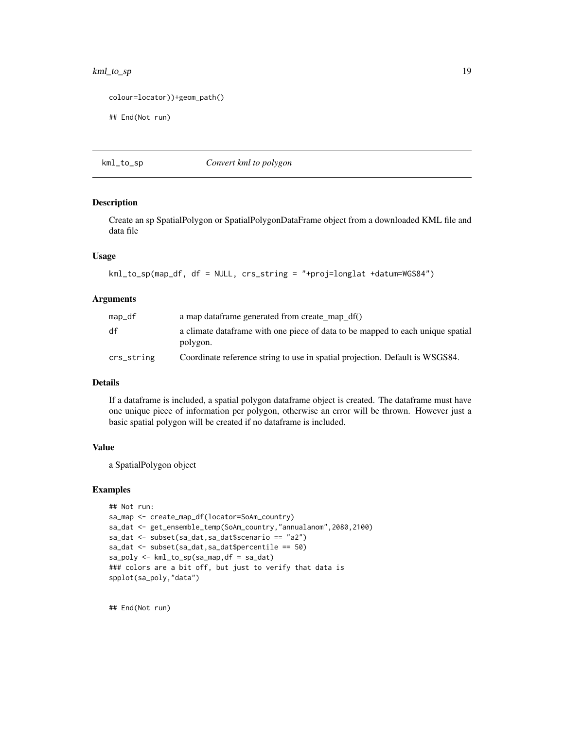```
colour=locator))+geom_path()

## End(Not run)
```

## kml_to_sp *Convert kml to polygon*

### Description

Create an sp SpatialPolygon or SpatialPolygonDataFrame object from a downloaded KML file and data file

### Usage

```
kml_to_sp(map_df, df = NULL, crs_string = "+proj=longlat +datum=WGS84")
```

### Arguments

| | |
|---|---|
| map_df | a map dataframe generated from create_map_df() |
| df | a climate dataframe with one piece of data to be mapped to each unique spatial polygon. |
| crs_string | Coordinate reference string to use in spatial projection. Default is WSGS84. |

### Details

If a dataframe is included, a spatial polygon dataframe object is created. The dataframe must have one unique piece of information per polygon, otherwise an error will be thrown. However just a basic spatial polygon will be created if no dataframe is included.

### Value

a SpatialPolygon object

### Examples

```
## Not run:
sa_map <- create_map_df(locator=SoAm_country)
sa_dat <- get_ensemble_temp(SoAm_country,"annualanom",2080,2100)
sa_dat <- subset(sa_dat,sa_dat$scenario == "a2")
sa_dat <- subset(sa_dat,sa_dat$percentile == 50)
sa_poly <- kml_to_sp(sa_map,df = sa_dat)
### colors are a bit off, but just to verify that data is
spplot(sa_poly,"data")


## End(Not run)
```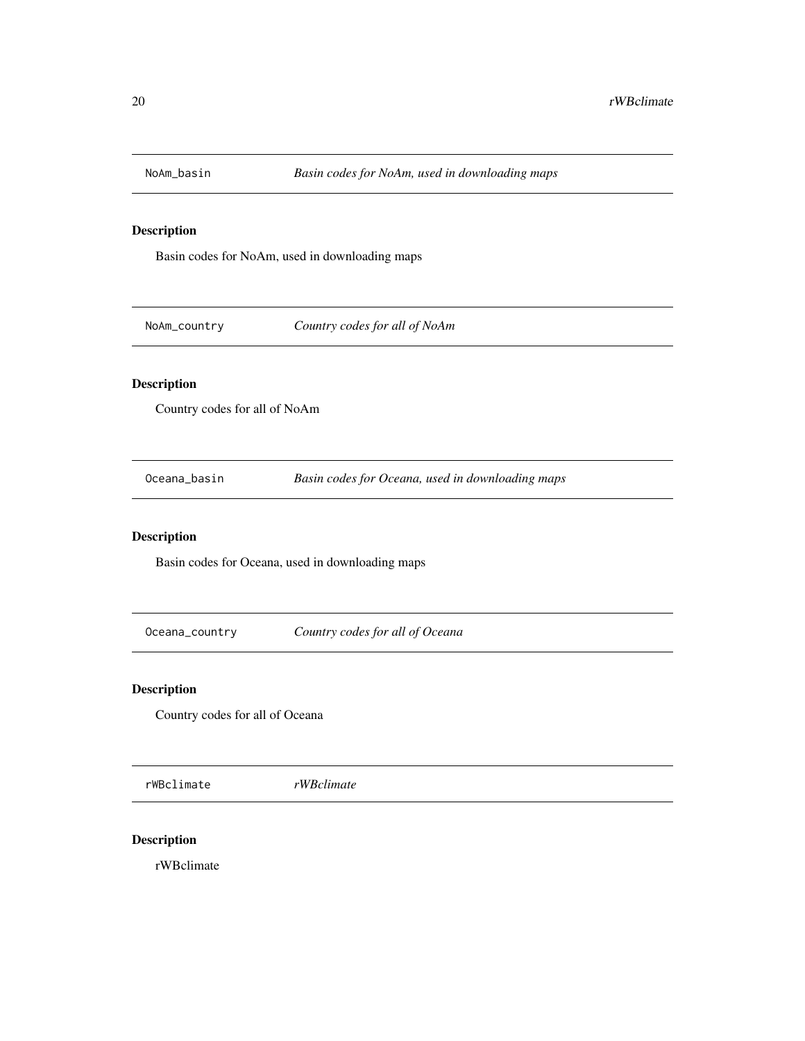## NoAm_basin

*Basin codes for NoAm, used in downloading maps*

### Description

Basin codes for NoAm, used in downloading maps

## NoAm_country

*Country codes for all of NoAm*

### Description

Country codes for all of NoAm

## Oceana_basin

*Basin codes for Oceana, used in downloading maps*

### Description

Basin codes for Oceana, used in downloading maps

## Oceana_country

*Country codes for all of Oceana*

### Description

Country codes for all of Oceana

## rWBclimate

*rWBclimate*

### Description

rWBclimate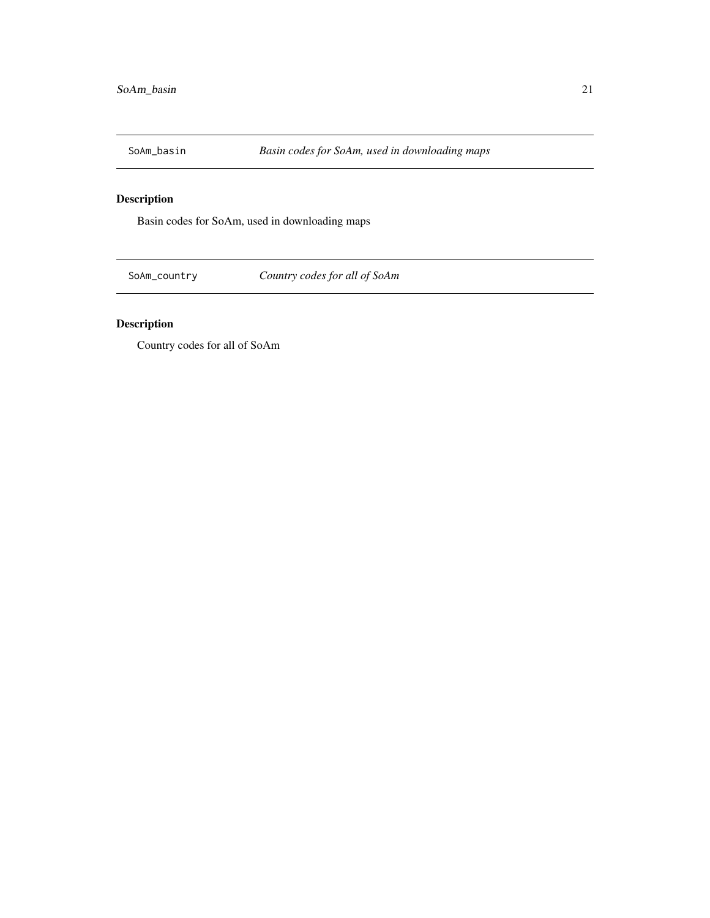SoAm_basin *Basin codes for SoAm, used in downloading maps*

## Description

Basin codes for SoAm, used in downloading maps

SoAm_country *Country codes for all of SoAm*

## Description

Country codes for all of SoAm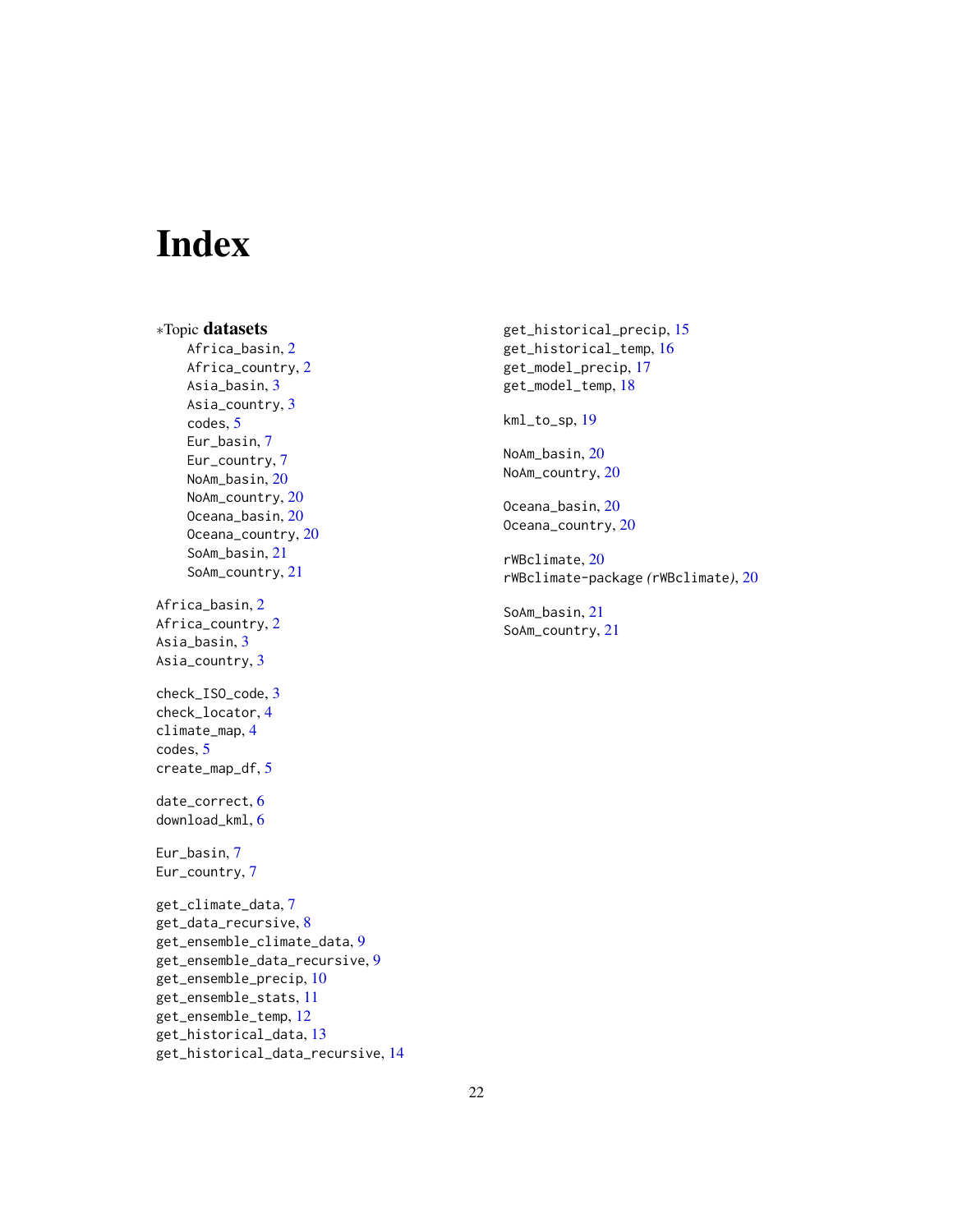# Index

∗Topic **datasets**

- Africa_basin, 2
- Africa_country, 2
- Asia_basin, 3
- Asia_country, 3
- codes, 5
- Eur_basin, 7
- Eur_country, 7
- NoAm_basin, 20
- NoAm_country, 20
- Oceana_basin, 20
- Oceana_country, 20
- SoAm_basin, 21
- SoAm_country, 21

Africa_basin, 2
Africa_country, 2
Asia_basin, 3
Asia_country, 3

check_ISO_code, 3
check_locator, 4
climate_map, 4
codes, 5
create_map_df, 5

date_correct, 6
download_kml, 6

Eur_basin, 7
Eur_country, 7

get_climate_data, 7
get_data_recursive, 8
get_ensemble_climate_data, 9
get_ensemble_data_recursive, 9
get_ensemble_precip, 10
get_ensemble_stats, 11
get_ensemble_temp, 12
get_historical_data, 13
get_historical_data_recursive, 14
get_historical_precip, 15
get_historical_temp, 16
get_model_precip, 17
get_model_temp, 18

kml_to_sp, 19

NoAm_basin, 20
NoAm_country, 20

Oceana_basin, 20
Oceana_country, 20

rWBclimate, 20
rWBclimate-package *(*rWBclimate*)*, 20

SoAm_basin, 21
SoAm_country, 21